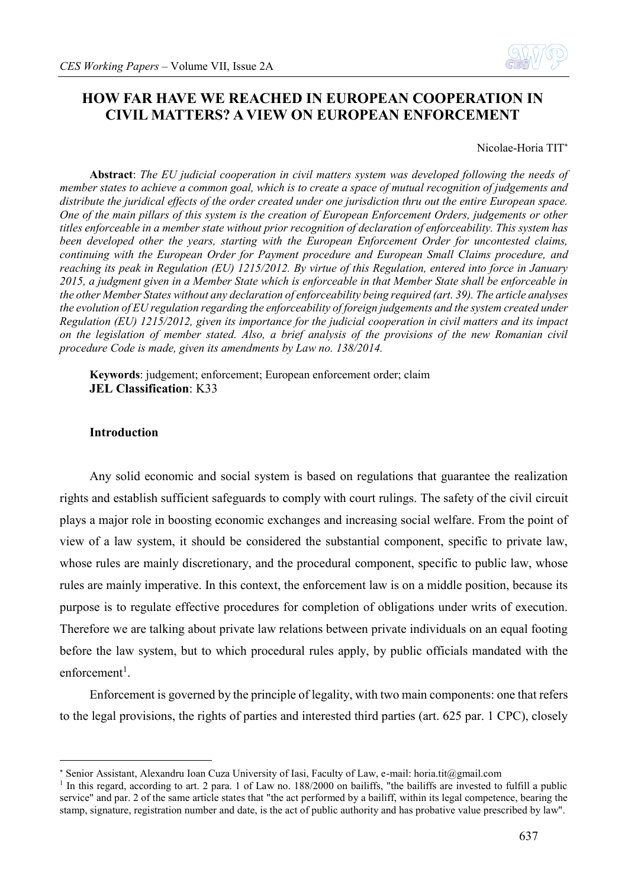# HOW FAR HAVE WE REACHED IN EUROPEAN COOPERATION IN CIVIL MATTERS? A VIEW ON EUROPEAN ENFORCEMENT

Nicolae-Horia TIT[*]

**Abstract**: *The EU judicial cooperation in civil matters system was developed following the needs of member states to achieve a common goal, which is to create a space of mutual recognition of judgements and distribute the juridical effects of the order created under one jurisdiction thru out the entire European space. One of the main pillars of this system is the creation of European Enforcement Orders, judgements or other titles enforceable in a member state without prior recognition of declaration of enforceability. This system has been developed other the years, starting with the European Enforcement Order for uncontested claims, continuing with the European Order for Payment procedure and European Small Claims procedure, and reaching its peak in Regulation (EU) 1215/2012. By virtue of this Regulation, entered into force in January 2015, a judgment given in a Member State which is enforceable in that Member State shall be enforceable in the other Member States without any declaration of enforceability being required (art. 39). The article analyses the evolution of EU regulation regarding the enforceability of foreign judgements and the system created under Regulation (EU) 1215/2012, given its importance for the judicial cooperation in civil matters and its impact on the legislation of member stated. Also, a brief analysis of the provisions of the new Romanian civil procedure Code is made, given its amendments by Law no. 138/2014.*

**Keywords**: judgement; enforcement; European enforcement order; claim
**JEL Classification**: K33

## Introduction

Any solid economic and social system is based on regulations that guarantee the realization rights and establish sufficient safeguards to comply with court rulings. The safety of the civil circuit plays a major role in boosting economic exchanges and increasing social welfare. From the point of view of a law system, it should be considered the substantial component, specific to private law, whose rules are mainly discretionary, and the procedural component, specific to public law, whose rules are mainly imperative. In this context, the enforcement law is on a middle position, because its purpose is to regulate effective procedures for completion of obligations under writs of execution. Therefore we are talking about private law relations between private individuals on an equal footing before the law system, but to which procedural rules apply, by public officials mandated with the enforcement[1].

Enforcement is governed by the principle of legality, with two main components: one that refers to the legal provisions, the rights of parties and interested third parties (art. 625 par. 1 CPC), closely

---

[*] Senior Assistant, Alexandru Ioan Cuza University of Iasi, Faculty of Law, e-mail: horia.tit@gmail.com

[1] In this regard, according to art. 2 para. 1 of Law no. 188/2000 on bailiffs, "the bailiffs are invested to fulfill a public service" and par. 2 of the same article states that "the act performed by a bailiff, within its legal competence, bearing the stamp, signature, registration number and date, is the act of public authority and has probative value prescribed by law".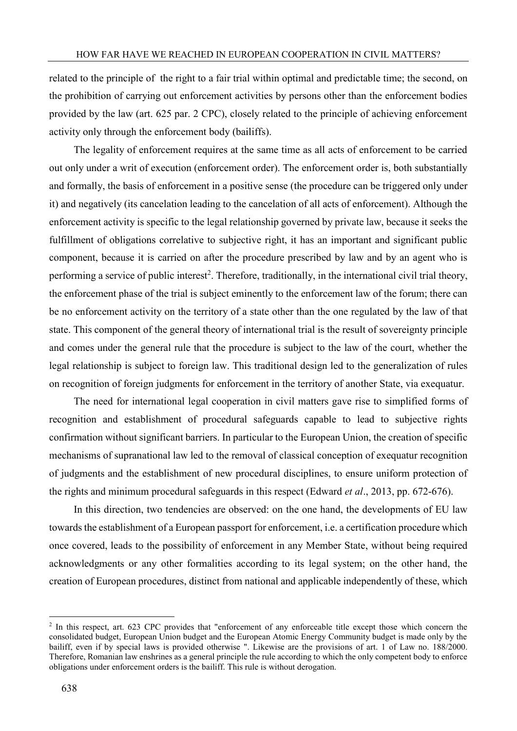related to the principle of  the right to a fair trial within optimal and predictable time; the second, on the prohibition of carrying out enforcement activities by persons other than the enforcement bodies provided by the law (art. 625 par. 2 CPC), closely related to the principle of achieving enforcement activity only through the enforcement body (bailiffs).

The legality of enforcement requires at the same time as all acts of enforcement to be carried out only under a writ of execution (enforcement order). The enforcement order is, both substantially and formally, the basis of enforcement in a positive sense (the procedure can be triggered only under it) and negatively (its cancelation leading to the cancelation of all acts of enforcement). Although the enforcement activity is specific to the legal relationship governed by private law, because it seeks the fulfillment of obligations correlative to subjective right, it has an important and significant public component, because it is carried on after the procedure prescribed by law and by an agent who is performing a service of public interest[2]. Therefore, traditionally, in the international civil trial theory, the enforcement phase of the trial is subject eminently to the enforcement law of the forum; there can be no enforcement activity on the territory of a state other than the one regulated by the law of that state. This component of the general theory of international trial is the result of sovereignty principle and comes under the general rule that the procedure is subject to the law of the court, whether the legal relationship is subject to foreign law. This traditional design led to the generalization of rules on recognition of foreign judgments for enforcement in the territory of another State, via exequatur.

The need for international legal cooperation in civil matters gave rise to simplified forms of recognition and establishment of procedural safeguards capable to lead to subjective rights confirmation without significant barriers. In particular to the European Union, the creation of specific mechanisms of supranational law led to the removal of classical conception of exequatur recognition of judgments and the establishment of new procedural disciplines, to ensure uniform protection of the rights and minimum procedural safeguards in this respect (Edward *et al*., 2013, pp. 672-676).

In this direction, two tendencies are observed: on the one hand, the developments of EU law towards the establishment of a European passport for enforcement, i.e. a certification procedure which once covered, leads to the possibility of enforcement in any Member State, without being required acknowledgments or any other formalities according to its legal system; on the other hand, the creation of European procedures, distinct from national and applicable independently of these, which

---

[2] In this respect, art. 623 CPC provides that "enforcement of any enforceable title except those which concern the consolidated budget, European Union budget and the European Atomic Energy Community budget is made only by the bailiff, even if by special laws is provided otherwise ". Likewise are the provisions of art. 1 of Law no. 188/2000. Therefore, Romanian law enshrines as a general principle the rule according to which the only competent body to enforce obligations under enforcement orders is the bailiff. This rule is without derogation.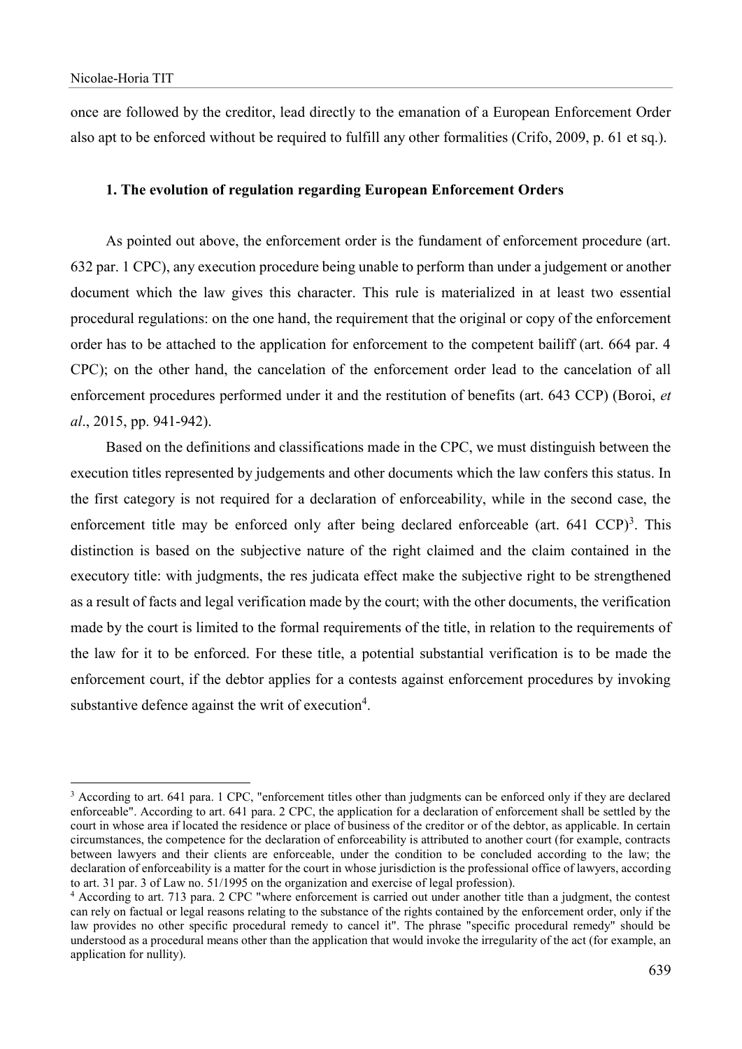once are followed by the creditor, lead directly to the emanation of a European Enforcement Order also apt to be enforced without be required to fulfill any other formalities (Crifo, 2009, p. 61 et sq.).

### 1. The evolution of regulation regarding European Enforcement Orders

As pointed out above, the enforcement order is the fundament of enforcement procedure (art. 632 par. 1 CPC), any execution procedure being unable to perform than under a judgement or another document which the law gives this character. This rule is materialized in at least two essential procedural regulations: on the one hand, the requirement that the original or copy of the enforcement order has to be attached to the application for enforcement to the competent bailiff (art. 664 par. 4 CPC); on the other hand, the cancelation of the enforcement order lead to the cancelation of all enforcement procedures performed under it and the restitution of benefits (art. 643 CCP) (Boroi, *et al*., 2015, pp. 941-942).

Based on the definitions and classifications made in the CPC, we must distinguish between the execution titles represented by judgements and other documents which the law confers this status. In the first category is not required for a declaration of enforceability, while in the second case, the enforcement title may be enforced only after being declared enforceable (art. 641 CCP)[3]. This distinction is based on the subjective nature of the right claimed and the claim contained in the executory title: with judgments, the res judicata effect make the subjective right to be strengthened as a result of facts and legal verification made by the court; with the other documents, the verification made by the court is limited to the formal requirements of the title, in relation to the requirements of the law for it to be enforced. For these title, a potential substantial verification is to be made the enforcement court, if the debtor applies for a contests against enforcement procedures by invoking substantive defence against the writ of execution[4].

---

[3] According to art. 641 para. 1 CPC, "enforcement titles other than judgments can be enforced only if they are declared enforceable". According to art. 641 para. 2 CPC, the application for a declaration of enforcement shall be settled by the court in whose area if located the residence or place of business of the creditor or of the debtor, as applicable. In certain circumstances, the competence for the declaration of enforceability is attributed to another court (for example, contracts between lawyers and their clients are enforceable, under the condition to be concluded according to the law; the declaration of enforceability is a matter for the court in whose jurisdiction is the professional office of lawyers, according to art. 31 par. 3 of Law no. 51/1995 on the organization and exercise of legal profession).

[4] According to art. 713 para. 2 CPC "where enforcement is carried out under another title than a judgment, the contest can rely on factual or legal reasons relating to the substance of the rights contained by the enforcement order, only if the law provides no other specific procedural remedy to cancel it". The phrase "specific procedural remedy" should be understood as a procedural means other than the application that would invoke the irregularity of the act (for example, an application for nullity).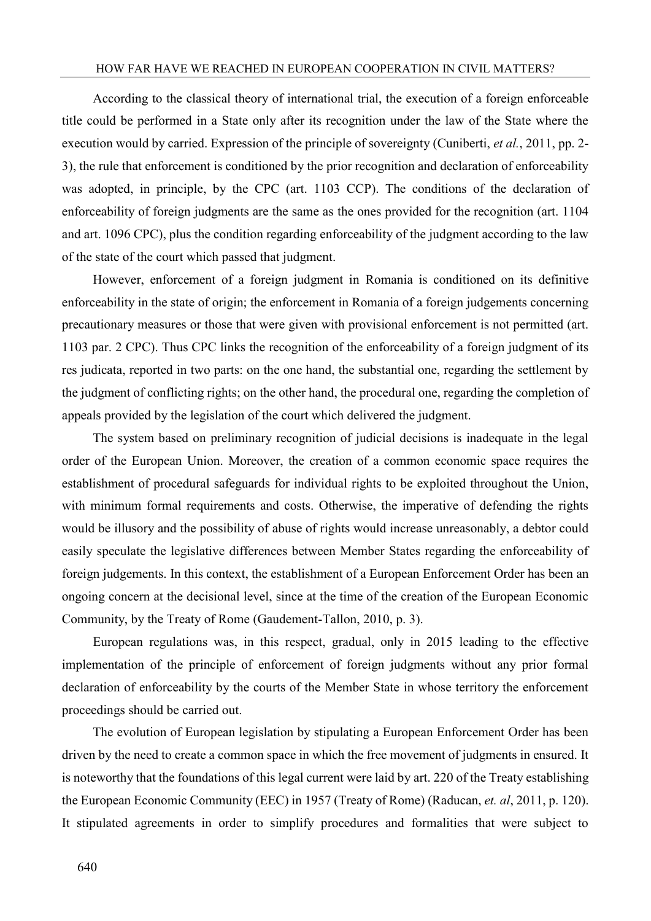According to the classical theory of international trial, the execution of a foreign enforceable title could be performed in a State only after its recognition under the law of the State where the execution would by carried. Expression of the principle of sovereignty (Cuniberti, *et al.*, 2011, pp. 2-3), the rule that enforcement is conditioned by the prior recognition and declaration of enforceability was adopted, in principle, by the CPC (art. 1103 CCP). The conditions of the declaration of enforceability of foreign judgments are the same as the ones provided for the recognition (art. 1104 and art. 1096 CPC), plus the condition regarding enforceability of the judgment according to the law of the state of the court which passed that judgment.

However, enforcement of a foreign judgment in Romania is conditioned on its definitive enforceability in the state of origin; the enforcement in Romania of a foreign judgements concerning precautionary measures or those that were given with provisional enforcement is not permitted (art. 1103 par. 2 CPC). Thus CPC links the recognition of the enforceability of a foreign judgment of its res judicata, reported in two parts: on the one hand, the substantial one, regarding the settlement by the judgment of conflicting rights; on the other hand, the procedural one, regarding the completion of appeals provided by the legislation of the court which delivered the judgment.

The system based on preliminary recognition of judicial decisions is inadequate in the legal order of the European Union. Moreover, the creation of a common economic space requires the establishment of procedural safeguards for individual rights to be exploited throughout the Union, with minimum formal requirements and costs. Otherwise, the imperative of defending the rights would be illusory and the possibility of abuse of rights would increase unreasonably, a debtor could easily speculate the legislative differences between Member States regarding the enforceability of foreign judgements. In this context, the establishment of a European Enforcement Order has been an ongoing concern at the decisional level, since at the time of the creation of the European Economic Community, by the Treaty of Rome (Gaudement-Tallon, 2010, p. 3).

European regulations was, in this respect, gradual, only in 2015 leading to the effective implementation of the principle of enforcement of foreign judgments without any prior formal declaration of enforceability by the courts of the Member State in whose territory the enforcement proceedings should be carried out.

The evolution of European legislation by stipulating a European Enforcement Order has been driven by the need to create a common space in which the free movement of judgments in ensured. It is noteworthy that the foundations of this legal current were laid by art. 220 of the Treaty establishing the European Economic Community (EEC) in 1957 (Treaty of Rome) (Raducan, *et. al*, 2011, p. 120). It stipulated agreements in order to simplify procedures and formalities that were subject to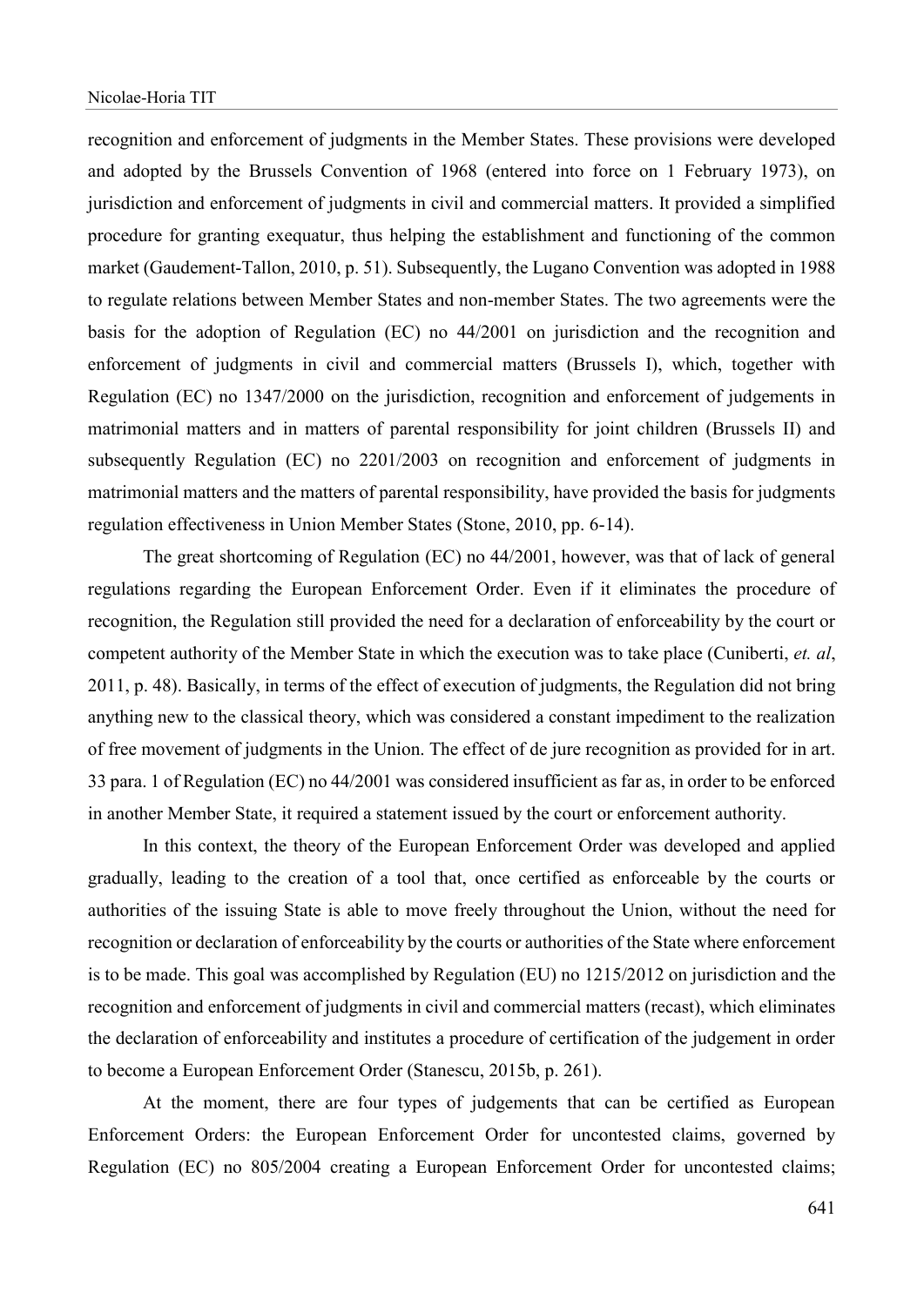recognition and enforcement of judgments in the Member States. These provisions were developed and adopted by the Brussels Convention of 1968 (entered into force on 1 February 1973), on jurisdiction and enforcement of judgments in civil and commercial matters. It provided a simplified procedure for granting exequatur, thus helping the establishment and functioning of the common market (Gaudement-Tallon, 2010, p. 51). Subsequently, the Lugano Convention was adopted in 1988 to regulate relations between Member States and non-member States. The two agreements were the basis for the adoption of Regulation (EC) no 44/2001 on jurisdiction and the recognition and enforcement of judgments in civil and commercial matters (Brussels I), which, together with Regulation (EC) no 1347/2000 on the jurisdiction, recognition and enforcement of judgements in matrimonial matters and in matters of parental responsibility for joint children (Brussels II) and subsequently Regulation (EC) no 2201/2003 on recognition and enforcement of judgments in matrimonial matters and the matters of parental responsibility, have provided the basis for judgments regulation effectiveness in Union Member States (Stone, 2010, pp. 6-14).

The great shortcoming of Regulation (EC) no 44/2001, however, was that of lack of general regulations regarding the European Enforcement Order. Even if it eliminates the procedure of recognition, the Regulation still provided the need for a declaration of enforceability by the court or competent authority of the Member State in which the execution was to take place (Cuniberti, *et. al*, 2011, p. 48). Basically, in terms of the effect of execution of judgments, the Regulation did not bring anything new to the classical theory, which was considered a constant impediment to the realization of free movement of judgments in the Union. The effect of de jure recognition as provided for in art. 33 para. 1 of Regulation (EC) no 44/2001 was considered insufficient as far as, in order to be enforced in another Member State, it required a statement issued by the court or enforcement authority.

In this context, the theory of the European Enforcement Order was developed and applied gradually, leading to the creation of a tool that, once certified as enforceable by the courts or authorities of the issuing State is able to move freely throughout the Union, without the need for recognition or declaration of enforceability by the courts or authorities of the State where enforcement is to be made. This goal was accomplished by Regulation (EU) no 1215/2012 on jurisdiction and the recognition and enforcement of judgments in civil and commercial matters (recast), which eliminates the declaration of enforceability and institutes a procedure of certification of the judgement in order to become a European Enforcement Order (Stanescu, 2015b, p. 261).

At the moment, there are four types of judgements that can be certified as European Enforcement Orders: the European Enforcement Order for uncontested claims, governed by Regulation (EC) no 805/2004 creating a European Enforcement Order for uncontested claims;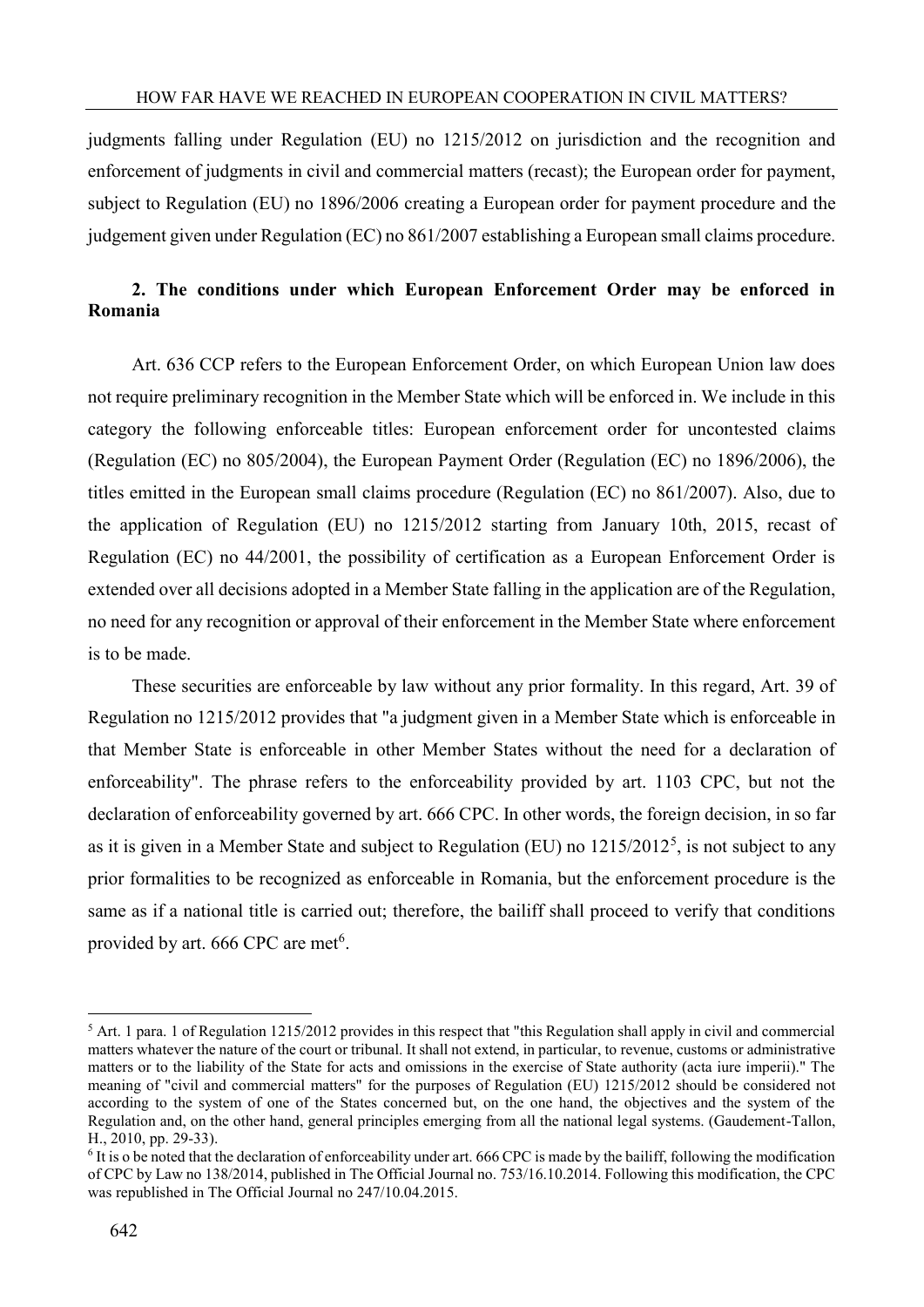judgments falling under Regulation (EU) no 1215/2012 on jurisdiction and the recognition and enforcement of judgments in civil and commercial matters (recast); the European order for payment, subject to Regulation (EU) no 1896/2006 creating a European order for payment procedure and the judgement given under Regulation (EC) no 861/2007 establishing a European small claims procedure.

## 2. The conditions under which European Enforcement Order may be enforced in Romania

Art. 636 CCP refers to the European Enforcement Order, on which European Union law does not require preliminary recognition in the Member State which will be enforced in. We include in this category the following enforceable titles: European enforcement order for uncontested claims (Regulation (EC) no 805/2004), the European Payment Order (Regulation (EC) no 1896/2006), the titles emitted in the European small claims procedure (Regulation (EC) no 861/2007). Also, due to the application of Regulation (EU) no 1215/2012 starting from January 10th, 2015, recast of Regulation (EC) no 44/2001, the possibility of certification as a European Enforcement Order is extended over all decisions adopted in a Member State falling in the application are of the Regulation, no need for any recognition or approval of their enforcement in the Member State where enforcement is to be made.

These securities are enforceable by law without any prior formality. In this regard, Art. 39 of Regulation no 1215/2012 provides that "a judgment given in a Member State which is enforceable in that Member State is enforceable in other Member States without the need for a declaration of enforceability". The phrase refers to the enforceability provided by art. 1103 CPC, but not the declaration of enforceability governed by art. 666 CPC. In other words, the foreign decision, in so far as it is given in a Member State and subject to Regulation (EU) no 1215/2012[5], is not subject to any prior formalities to be recognized as enforceable in Romania, but the enforcement procedure is the same as if a national title is carried out; therefore, the bailiff shall proceed to verify that conditions provided by art. 666 CPC are met[6].

---

[5] Art. 1 para. 1 of Regulation 1215/2012 provides in this respect that "this Regulation shall apply in civil and commercial matters whatever the nature of the court or tribunal. It shall not extend, in particular, to revenue, customs or administrative matters or to the liability of the State for acts and omissions in the exercise of State authority (acta iure imperii)." The meaning of "civil and commercial matters" for the purposes of Regulation (EU) 1215/2012 should be considered not according to the system of one of the States concerned but, on the one hand, the objectives and the system of the Regulation and, on the other hand, general principles emerging from all the national legal systems. (Gaudement-Tallon, H., 2010, pp. 29-33).

[6] It is o be noted that the declaration of enforceability under art. 666 CPC is made by the bailiff, following the modification of CPC by Law no 138/2014, published in The Official Journal no. 753/16.10.2014. Following this modification, the CPC was republished in The Official Journal no 247/10.04.2015.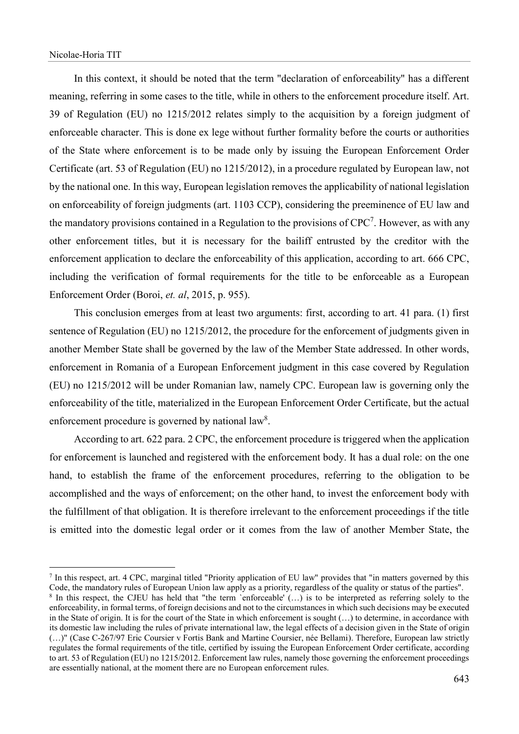In this context, it should be noted that the term "declaration of enforceability" has a different meaning, referring in some cases to the title, while in others to the enforcement procedure itself. Art. 39 of Regulation (EU) no 1215/2012 relates simply to the acquisition by a foreign judgment of enforceable character. This is done ex lege without further formality before the courts or authorities of the State where enforcement is to be made only by issuing the European Enforcement Order Certificate (art. 53 of Regulation (EU) no 1215/2012), in a procedure regulated by European law, not by the national one. In this way, European legislation removes the applicability of national legislation on enforceability of foreign judgments (art. 1103 CCP), considering the preeminence of EU law and the mandatory provisions contained in a Regulation to the provisions of CPC[7]. However, as with any other enforcement titles, but it is necessary for the bailiff entrusted by the creditor with the enforcement application to declare the enforceability of this application, according to art. 666 CPC, including the verification of formal requirements for the title to be enforceable as a European Enforcement Order (Boroi, *et. al*, 2015, p. 955).

This conclusion emerges from at least two arguments: first, according to art. 41 para. (1) first sentence of Regulation (EU) no 1215/2012, the procedure for the enforcement of judgments given in another Member State shall be governed by the law of the Member State addressed. In other words, enforcement in Romania of a European Enforcement judgment in this case covered by Regulation (EU) no 1215/2012 will be under Romanian law, namely CPC. European law is governing only the enforceability of the title, materialized in the European Enforcement Order Certificate, but the actual enforcement procedure is governed by national law[8].

According to art. 622 para. 2 CPC, the enforcement procedure is triggered when the application for enforcement is launched and registered with the enforcement body. It has a dual role: on the one hand, to establish the frame of the enforcement procedures, referring to the obligation to be accomplished and the ways of enforcement; on the other hand, to invest the enforcement body with the fulfillment of that obligation. It is therefore irrelevant to the enforcement proceedings if the title is emitted into the domestic legal order or it comes from the law of another Member State, the

---

[7] In this respect, art. 4 CPC, marginal titled "Priority application of EU law" provides that "in matters governed by this Code, the mandatory rules of European Union law apply as a priority, regardless of the quality or status of the parties".

[8] In this respect, the CJEU has held that "the term `enforceable' (…) is to be interpreted as referring solely to the enforceability, in formal terms, of foreign decisions and not to the circumstances in which such decisions may be executed in the State of origin. It is for the court of the State in which enforcement is sought (…) to determine, in accordance with its domestic law including the rules of private international law, the legal effects of a decision given in the State of origin (…)" (Case C-267/97 Eric Coursier v Fortis Bank and Martine Coursier, née Bellami). Therefore, European law strictly regulates the formal requirements of the title, certified by issuing the European Enforcement Order certificate, according to art. 53 of Regulation (EU) no 1215/2012. Enforcement law rules, namely those governing the enforcement proceedings are essentially national, at the moment there are no European enforcement rules.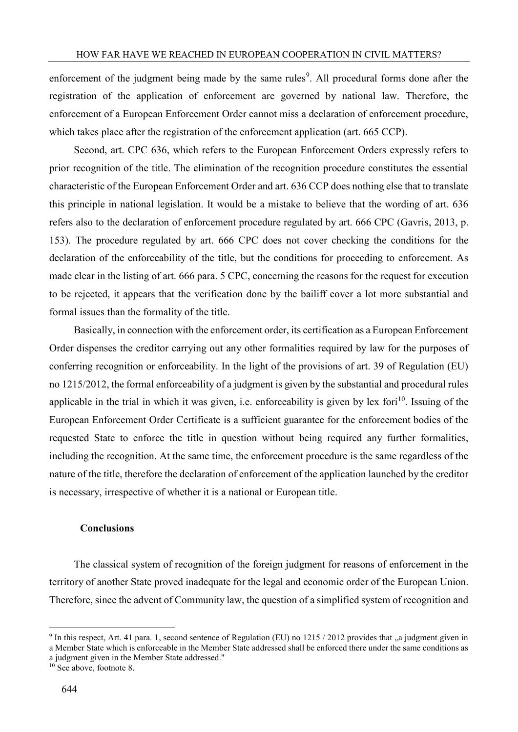enforcement of the judgment being made by the same rules[9]. All procedural forms done after the registration of the application of enforcement are governed by national law. Therefore, the enforcement of a European Enforcement Order cannot miss a declaration of enforcement procedure, which takes place after the registration of the enforcement application (art. 665 CCP).

Second, art. CPC 636, which refers to the European Enforcement Orders expressly refers to prior recognition of the title. The elimination of the recognition procedure constitutes the essential characteristic of the European Enforcement Order and art. 636 CCP does nothing else that to translate this principle in national legislation. It would be a mistake to believe that the wording of art. 636 refers also to the declaration of enforcement procedure regulated by art. 666 CPC (Gavris, 2013, p. 153). The procedure regulated by art. 666 CPC does not cover checking the conditions for the declaration of the enforceability of the title, but the conditions for proceeding to enforcement. As made clear in the listing of art. 666 para. 5 CPC, concerning the reasons for the request for execution to be rejected, it appears that the verification done by the bailiff cover a lot more substantial and formal issues than the formality of the title.

Basically, in connection with the enforcement order, its certification as a European Enforcement Order dispenses the creditor carrying out any other formalities required by law for the purposes of conferring recognition or enforceability. In the light of the provisions of art. 39 of Regulation (EU) no 1215/2012, the formal enforceability of a judgment is given by the substantial and procedural rules applicable in the trial in which it was given, i.e. enforceability is given by lex fori[10]. Issuing of the European Enforcement Order Certificate is a sufficient guarantee for the enforcement bodies of the requested State to enforce the title in question without being required any further formalities, including the recognition. At the same time, the enforcement procedure is the same regardless of the nature of the title, therefore the declaration of enforcement of the application launched by the creditor is necessary, irrespective of whether it is a national or European title.

## Conclusions

The classical system of recognition of the foreign judgment for reasons of enforcement in the territory of another State proved inadequate for the legal and economic order of the European Union. Therefore, since the advent of Community law, the question of a simplified system of recognition and

---

[9] In this respect, Art. 41 para. 1, second sentence of Regulation (EU) no 1215 / 2012 provides that „a judgment given in a Member State which is enforceable in the Member State addressed shall be enforced there under the same conditions as a judgment given in the Member State addressed."

[10] See above, footnote 8.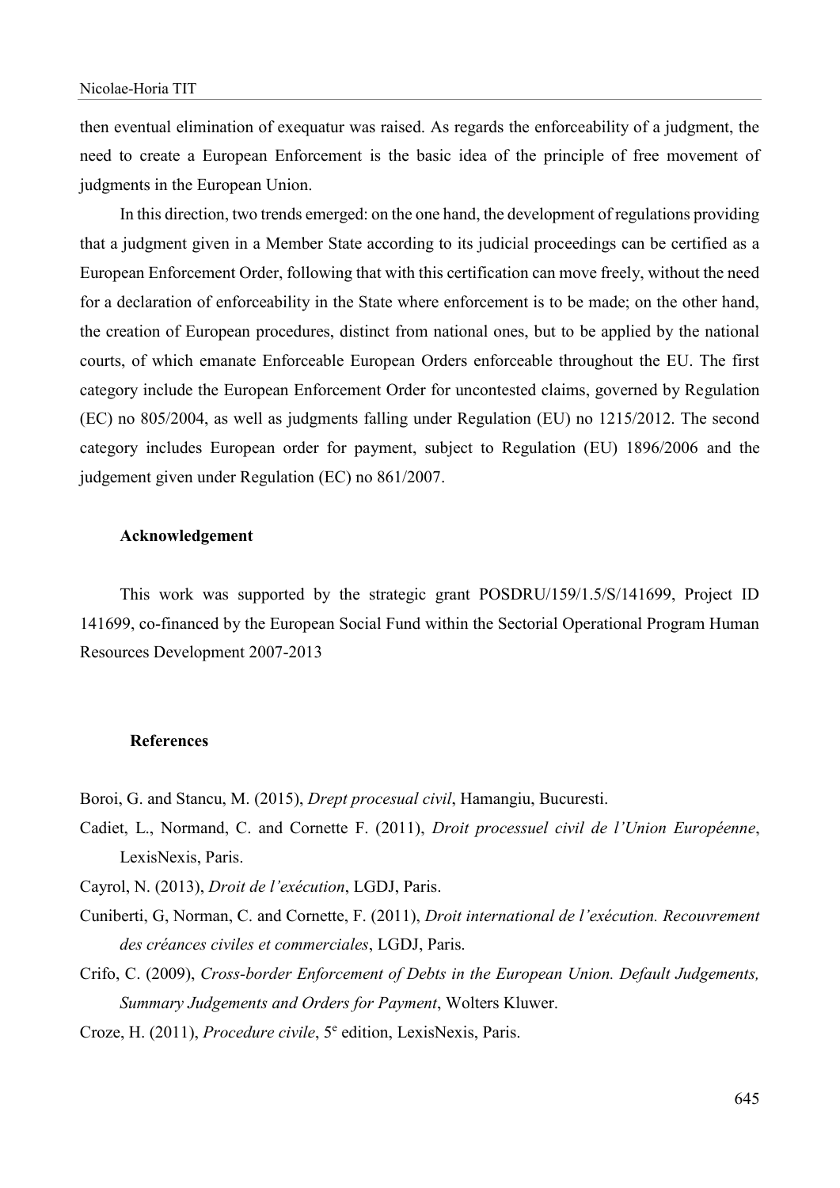then eventual elimination of exequatur was raised. As regards the enforceability of a judgment, the need to create a European Enforcement is the basic idea of the principle of free movement of judgments in the European Union.

In this direction, two trends emerged: on the one hand, the development of regulations providing that a judgment given in a Member State according to its judicial proceedings can be certified as a European Enforcement Order, following that with this certification can move freely, without the need for a declaration of enforceability in the State where enforcement is to be made; on the other hand, the creation of European procedures, distinct from national ones, but to be applied by the national courts, of which emanate Enforceable European Orders enforceable throughout the EU. The first category include the European Enforcement Order for uncontested claims, governed by Regulation (EC) no 805/2004, as well as judgments falling under Regulation (EU) no 1215/2012. The second category includes European order for payment, subject to Regulation (EU) 1896/2006 and the judgement given under Regulation (EC) no 861/2007.

### Acknowledgement

This work was supported by the strategic grant POSDRU/159/1.5/S/141699, Project ID 141699, co-financed by the European Social Fund within the Sectorial Operational Program Human Resources Development 2007-2013

### References

Boroi, G. and Stancu, M. (2015), *Drept procesual civil*, Hamangiu, Bucuresti.

Cadiet, L., Normand, C. and Cornette F. (2011), *Droit processuel civil de l'Union Européenne*, LexisNexis, Paris.

Cayrol, N. (2013), *Droit de l'exécution*, LGDJ, Paris.

Cuniberti, G, Norman, C. and Cornette, F. (2011), *Droit international de l'exécution. Recouvrement des créances civiles et commerciales*, LGDJ, Paris.

Crifo, C. (2009), *Cross-border Enforcement of Debts in the European Union. Default Judgements, Summary Judgements and Orders for Payment*, Wolters Kluwer.

Croze, H. (2011), *Procedure civile*, 5e edition, LexisNexis, Paris.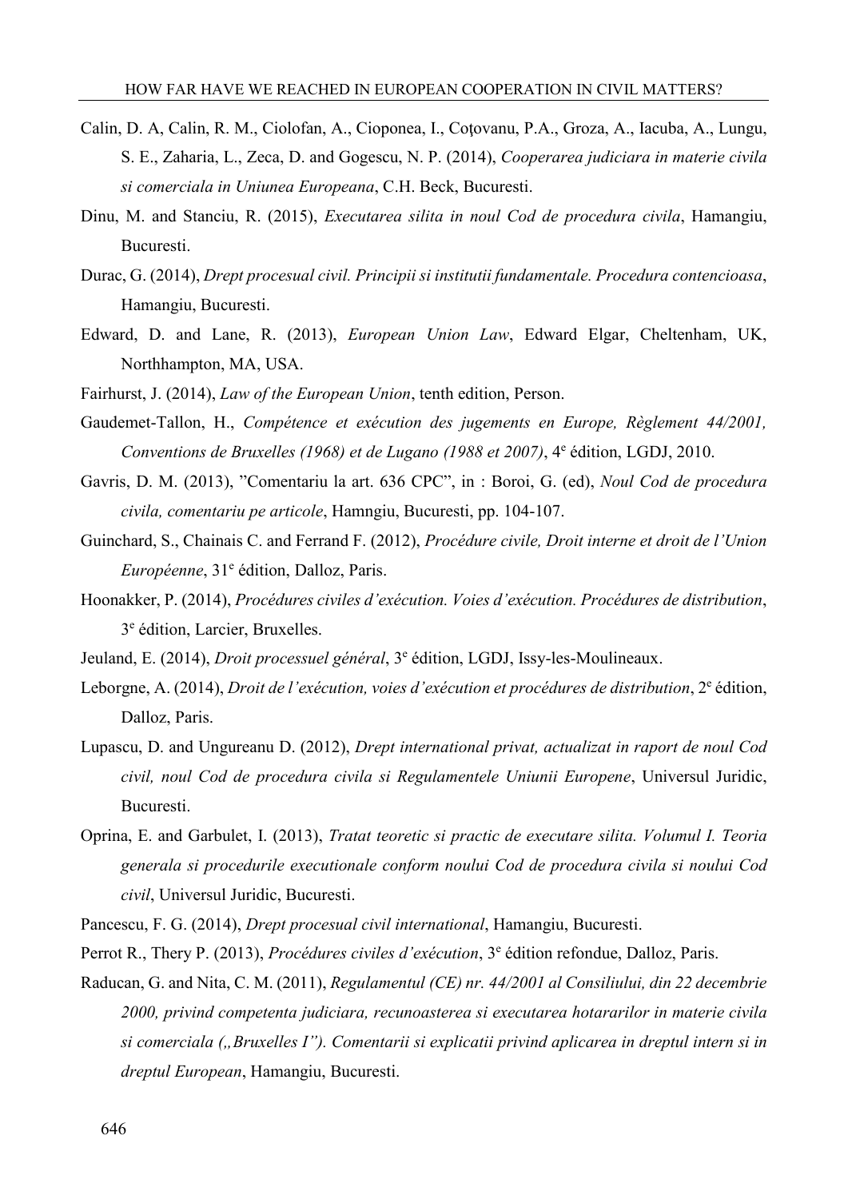Calin, D. A, Calin, R. M., Ciolofan, A., Cioponea, I., Coţovanu, P.A., Groza, A., Iacuba, A., Lungu, S. E., Zaharia, L., Zeca, D. and Gogescu, N. P. (2014), *Cooperarea judiciara in materie civila si comerciala in Uniunea Europeana*, C.H. Beck, Bucuresti.

Dinu, M. and Stanciu, R. (2015), *Executarea silita in noul Cod de procedura civila*, Hamangiu, Bucuresti.

Durac, G. (2014), *Drept procesual civil. Principii si institutii fundamentale. Procedura contencioasa*, Hamangiu, Bucuresti.

Edward, D. and Lane, R. (2013), *European Union Law*, Edward Elgar, Cheltenham, UK, Northhampton, MA, USA.

Fairhurst, J. (2014), *Law of the European Union*, tenth edition, Person.

Gaudemet-Tallon, H., *Compétence et exécution des jugements en Europe, Règlement 44/2001, Conventions de Bruxelles (1968) et de Lugano (1988 et 2007)*, 4e édition, LGDJ, 2010.

Gavris, D. M. (2013), "Comentariu la art. 636 CPC", in : Boroi, G. (ed), *Noul Cod de procedura civila, comentariu pe articole*, Hamngiu, Bucuresti, pp. 104-107.

Guinchard, S., Chainais C. and Ferrand F. (2012), *Procédure civile, Droit interne et droit de l'Union Européenne*, 31e édition, Dalloz, Paris.

Hoonakker, P. (2014), *Procédures civiles d'exécution. Voies d'exécution. Procédures de distribution*, 3e édition, Larcier, Bruxelles.

Jeuland, E. (2014), *Droit processuel général*, 3e édition, LGDJ, Issy-les-Moulineaux.

Leborgne, A. (2014), *Droit de l'exécution, voies d'exécution et procédures de distribution*, 2e édition, Dalloz, Paris.

Lupascu, D. and Ungureanu D. (2012), *Drept international privat, actualizat in raport de noul Cod civil, noul Cod de procedura civila si Regulamentele Uniunii Europene*, Universul Juridic, Bucuresti.

Oprina, E. and Garbulet, I. (2013), *Tratat teoretic si practic de executare silita. Volumul I. Teoria generala si procedurile executionale conform noului Cod de procedura civila si noului Cod civil*, Universul Juridic, Bucuresti.

Pancescu, F. G. (2014), *Drept procesual civil international*, Hamangiu, Bucuresti.

Perrot R., Thery P. (2013), *Procédures civiles d'exécution*, 3e édition refondue, Dalloz, Paris.

Raducan, G. and Nita, C. M. (2011), *Regulamentul (CE) nr. 44/2001 al Consiliului, din 22 decembrie 2000, privind competenta judiciara, recunoasterea si executarea hotararilor in materie civila si comerciala („Bruxelles I"). Comentarii si explicatii privind aplicarea in dreptul intern si in dreptul European*, Hamangiu, Bucuresti.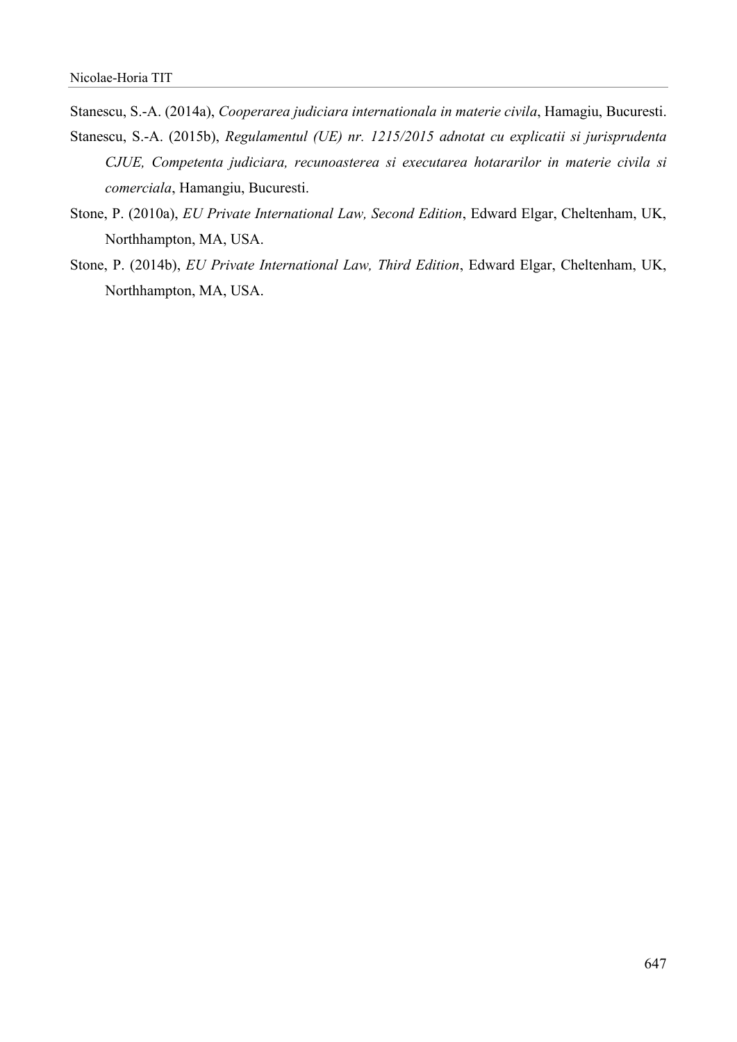Stanescu, S.-A. (2014a), *Cooperarea judiciara internationala in materie civila*, Hamagiu, Bucuresti.

Stanescu, S.-A. (2015b), *Regulamentul (UE) nr. 1215/2015 adnotat cu explicatii si jurisprudenta CJUE, Competenta judiciara, recunoasterea si executarea hotararilor in materie civila si comerciala*, Hamangiu, Bucuresti.

Stone, P. (2010a), *EU Private International Law, Second Edition*, Edward Elgar, Cheltenham, UK, Northhampton, MA, USA.

Stone, P. (2014b), *EU Private International Law, Third Edition*, Edward Elgar, Cheltenham, UK, Northhampton, MA, USA.